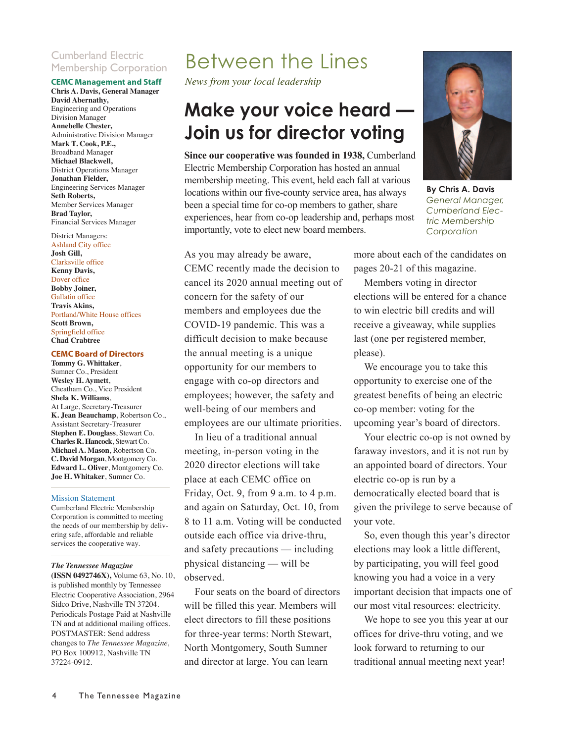# Between the Lines

*News from your local leadership*

## Make your voice heard — Join us for director voting

**By Chris A. Davis**
*General Manager, Cumberland Electric Membership Corporation*

**Since our cooperative was founded in 1938,** Cumberland Electric Membership Corporation has hosted an annual membership meeting. This event, held each fall at various locations within our five-county service area, has always been a special time for co-op members to gather, share experiences, hear from co-op leadership and, perhaps most importantly, vote to elect new board members.

As you may already be aware, CEMC recently made the decision to cancel its 2020 annual meeting out of concern for the safety of our members and employees due the COVID-19 pandemic. This was a difficult decision to make because the annual meeting is a unique opportunity for our members to engage with co-op directors and employees; however, the safety and well-being of our members and employees are our ultimate priorities.

In lieu of a traditional annual meeting, in-person voting in the 2020 director elections will take place at each CEMC office on Friday, Oct. 9, from 9 a.m. to 4 p.m. and again on Saturday, Oct. 10, from 8 to 11 a.m. Voting will be conducted outside each office via drive-thru, and safety precautions — including physical distancing — will be observed.

Four seats on the board of directors will be filled this year. Members will elect directors to fill these positions for three-year terms: North Stewart, North Montgomery, South Sumner and director at large. You can learn more about each of the candidates on pages 20-21 of this magazine.

Members voting in director elections will be entered for a chance to win electric bill credits and will receive a giveaway, while supplies last (one per registered member, please).

We encourage you to take this opportunity to exercise one of the greatest benefits of being an electric co-op member: voting for the upcoming year's board of directors.

Your electric co-op is not owned by faraway investors, and it is not run by an appointed board of directors. Your electric co-op is run by a democratically elected board that is given the privilege to serve because of your vote.

So, even though this year's director elections may look a little different, by participating, you will feel good knowing you had a voice in a very important decision that impacts one of our most vital resources: electricity.

We hope to see you this year at our offices for drive-thru voting, and we look forward to returning to our traditional annual meeting next year!

---

Cumberland Electric Membership Corporation

**CEMC Management and Staff**

**Chris A. Davis, General Manager**
**David Abernathy,** Engineering and Operations Division Manager
**Annebelle Chester,** Administrative Division Manager
**Mark T. Cook, P.E.,** Broadband Manager
**Michael Blackwell,** District Operations Manager
**Jonathan Fielder,** Engineering Services Manager
**Seth Roberts,** Member Services Manager
**Brad Taylor,** Financial Services Manager

District Managers:
Ashland City office
**Josh Gill,**
Clarksville office
**Kenny Davis,**
Dover office
**Bobby Joiner,**
Gallatin office
**Travis Akins,**
Portland/White House offices
**Scott Brown,**
Springfield office
**Chad Crabtree**

**CEMC Board of Directors**

**Tommy G. Whittaker**, Sumner Co., President
**Wesley H. Aymett**, Cheatham Co., Vice President
**Shela K. Williams**, At Large, Secretary-Treasurer
**K. Jean Beauchamp**, Robertson Co., Assistant Secretary-Treasurer
**Stephen E. Douglass**, Stewart Co.
**Charles R. Hancock**, Stewart Co.
**Michael A. Mason**, Robertson Co.
**C. David Morgan**, Montgomery Co.
**Edward L. Oliver**, Montgomery Co.
**Joe H. Whitaker**, Sumner Co.

Mission Statement

Cumberland Electric Membership Corporation is committed to meeting the needs of our membership by delivering safe, affordable and reliable services the cooperative way.

***The Tennessee Magazine*** **(ISSN 0492746X),** Volume 63, No. 10, is published monthly by Tennessee Electric Cooperative Association, 2964 Sidco Drive, Nashville TN 37204. Periodicals Postage Paid at Nashville TN and at additional mailing offices. POSTMASTER: Send address changes to *The Tennessee Magazine,* PO Box 100912, Nashville TN 37224-0912.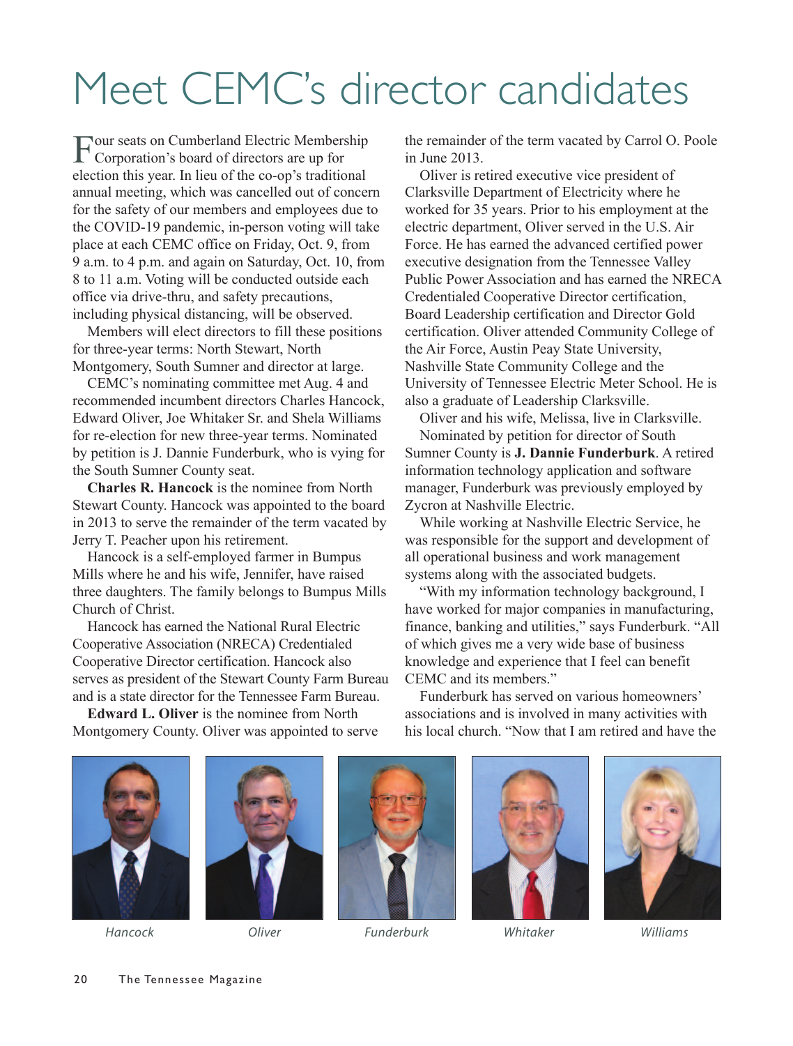# Meet CEMC's director candidates

Four seats on Cumberland Electric Membership Corporation's board of directors are up for election this year. In lieu of the co-op's traditional annual meeting, which was cancelled out of concern for the safety of our members and employees due to the COVID-19 pandemic, in-person voting will take place at each CEMC office on Friday, Oct. 9, from 9 a.m. to 4 p.m. and again on Saturday, Oct. 10, from 8 to 11 a.m. Voting will be conducted outside each office via drive-thru, and safety precautions, including physical distancing, will be observed.

Members will elect directors to fill these positions for three-year terms: North Stewart, North Montgomery, South Sumner and director at large.

CEMC's nominating committee met Aug. 4 and recommended incumbent directors Charles Hancock, Edward Oliver, Joe Whitaker Sr. and Shela Williams for re-election for new three-year terms. Nominated by petition is J. Dannie Funderburk, who is vying for the South Sumner County seat.

**Charles R. Hancock** is the nominee from North Stewart County. Hancock was appointed to the board in 2013 to serve the remainder of the term vacated by Jerry T. Peacher upon his retirement.

Hancock is a self-employed farmer in Bumpus Mills where he and his wife, Jennifer, have raised three daughters. The family belongs to Bumpus Mills Church of Christ.

Hancock has earned the National Rural Electric Cooperative Association (NRECA) Credentialed Cooperative Director certification. Hancock also serves as president of the Stewart County Farm Bureau and is a state director for the Tennessee Farm Bureau.

**Edward L. Oliver** is the nominee from North Montgomery County. Oliver was appointed to serve the remainder of the term vacated by Carrol O. Poole in June 2013.

Oliver is retired executive vice president of Clarksville Department of Electricity where he worked for 35 years. Prior to his employment at the electric department, Oliver served in the U.S. Air Force. He has earned the advanced certified power executive designation from the Tennessee Valley Public Power Association and has earned the NRECA Credentialed Cooperative Director certification, Board Leadership certification and Director Gold certification. Oliver attended Community College of the Air Force, Austin Peay State University, Nashville State Community College and the University of Tennessee Electric Meter School. He is also a graduate of Leadership Clarksville.

Oliver and his wife, Melissa, live in Clarksville.

Nominated by petition for director of South Sumner County is **J. Dannie Funderburk**. A retired information technology application and software manager, Funderburk was previously employed by Zycron at Nashville Electric.

While working at Nashville Electric Service, he was responsible for the support and development of all operational business and work management systems along with the associated budgets.

"With my information technology background, I have worked for major companies in manufacturing, finance, banking and utilities," says Funderburk. "All of which gives me a very wide base of business knowledge and experience that I feel can benefit CEMC and its members."

Funderburk has served on various homeowners' associations and is involved in many activities with his local church. "Now that I am retired and have the

*Hancock* *Oliver* *Funderburk* *Whitaker* *Williams*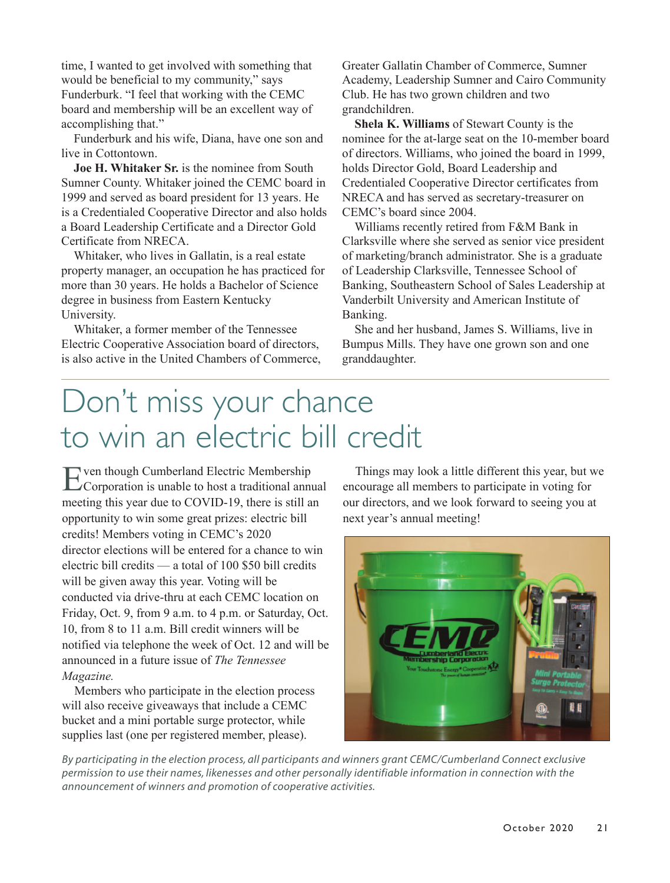time, I wanted to get involved with something that would be beneficial to my community," says Funderburk. "I feel that working with the CEMC board and membership will be an excellent way of accomplishing that."

Funderburk and his wife, Diana, have one son and live in Cottontown.

**Joe H. Whitaker Sr.** is the nominee from South Sumner County. Whitaker joined the CEMC board in 1999 and served as board president for 13 years. He is a Credentialed Cooperative Director and also holds a Board Leadership Certificate and a Director Gold Certificate from NRECA.

Whitaker, who lives in Gallatin, is a real estate property manager, an occupation he has practiced for more than 30 years. He holds a Bachelor of Science degree in business from Eastern Kentucky University.

Whitaker, a former member of the Tennessee Electric Cooperative Association board of directors, is also active in the United Chambers of Commerce, Greater Gallatin Chamber of Commerce, Sumner Academy, Leadership Sumner and Cairo Community Club. He has two grown children and two grandchildren.

**Shela K. Williams** of Stewart County is the nominee for the at-large seat on the 10-member board of directors. Williams, who joined the board in 1999, holds Director Gold, Board Leadership and Credentialed Cooperative Director certificates from NRECA and has served as secretary-treasurer on CEMC's board since 2004.

Williams recently retired from F&M Bank in Clarksville where she served as senior vice president of marketing/branch administrator. She is a graduate of Leadership Clarksville, Tennessee School of Banking, Southeastern School of Sales Leadership at Vanderbilt University and American Institute of Banking.

She and her husband, James S. Williams, live in Bumpus Mills. They have one grown son and one granddaughter.

# Don't miss your chance to win an electric bill credit

Even though Cumberland Electric Membership Corporation is unable to host a traditional annual meeting this year due to COVID-19, there is still an opportunity to win some great prizes: electric bill credits! Members voting in CEMC's 2020 director elections will be entered for a chance to win electric bill credits — a total of 100 $50 bill credits will be given away this year. Voting will be conducted via drive-thru at each CEMC location on Friday, Oct. 9, from 9 a.m. to 4 p.m. or Saturday, Oct. 10, from 8 to 11 a.m. Bill credit winners will be notified via telephone the week of Oct. 12 and will be announced in a future issue of *The Tennessee Magazine.*

Members who participate in the election process will also receive giveaways that include a CEMC bucket and a mini portable surge protector, while supplies last (one per registered member, please).

Things may look a little different this year, but we encourage all members to participate in voting for our directors, and we look forward to seeing you at next year's annual meeting!

*By participating in the election process, all participants and winners grant CEMC/Cumberland Connect exclusive permission to use their names, likenesses and other personally identifiable information in connection with the announcement of winners and promotion of cooperative activities.*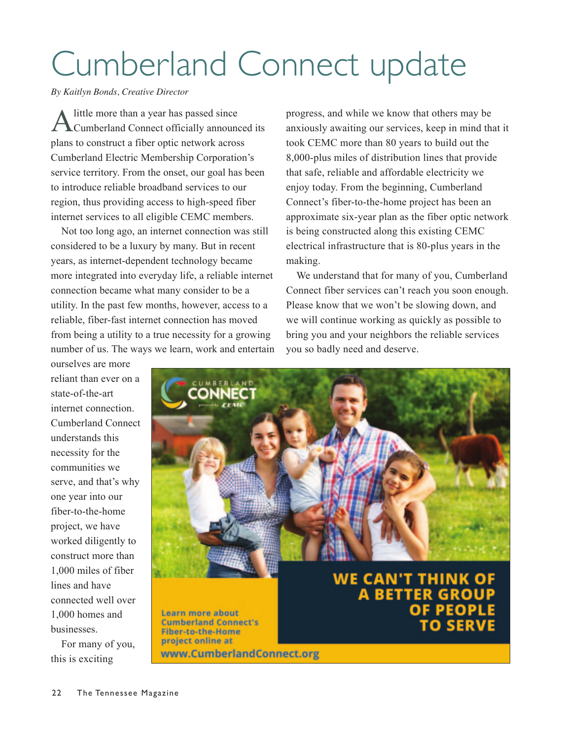# Cumberland Connect update

*By Kaitlyn Bonds, Creative Director*

A little more than a year has passed since Cumberland Connect officially announced its plans to construct a fiber optic network across Cumberland Electric Membership Corporation's service territory. From the onset, our goal has been to introduce reliable broadband services to our region, thus providing access to high-speed fiber internet services to all eligible CEMC members.

Not too long ago, an internet connection was still considered to be a luxury by many. But in recent years, as internet-dependent technology became more integrated into everyday life, a reliable internet connection became what many consider to be a utility. In the past few months, however, access to a reliable, fiber-fast internet connection has moved from being a utility to a true necessity for a growing number of us. The ways we learn, work and entertain ourselves are more reliant than ever on a state-of-the-art internet connection. Cumberland Connect understands this necessity for the communities we serve, and that's why one year into our fiber-to-the-home project, we have worked diligently to construct more than 1,000 miles of fiber lines and have connected well over 1,000 homes and businesses.

For many of you, this is exciting progress, and while we know that others may be anxiously awaiting our services, keep in mind that it took CEMC more than 80 years to build out the 8,000-plus miles of distribution lines that provide that safe, reliable and affordable electricity we enjoy today. From the beginning, Cumberland Connect's fiber-to-the-home project has been an approximate six-year plan as the fiber optic network is being constructed along this existing CEMC electrical infrastructure that is 80-plus years in the making.

We understand that for many of you, Cumberland Connect fiber services can't reach you soon enough. Please know that we won't be slowing down, and we will continue working as quickly as possible to bring you and your neighbors the reliable services you so badly need and deserve.

CUMBERLAND CONNECT powered by CEMC

**WE CAN'T THINK OF A BETTER GROUP OF PEOPLE TO SERVE**

**Learn more about Cumberland Connect's Fiber-to-the-Home project online at www.CumberlandConnect.org**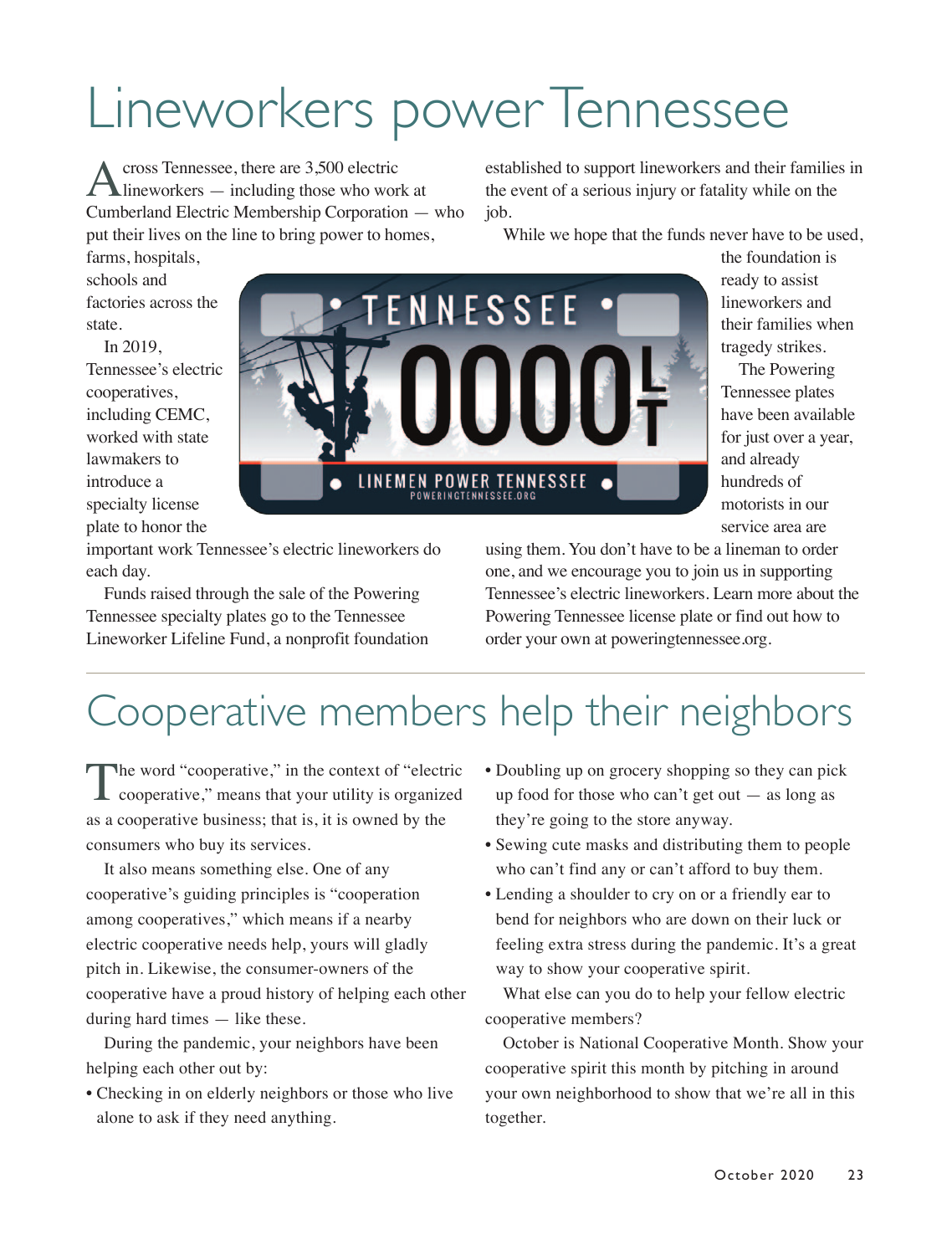# Lineworkers power Tennessee

Across Tennessee, there are 3,500 electric lineworkers — including those who work at Cumberland Electric Membership Corporation — who put their lives on the line to bring power to homes, farms, hospitals, schools and factories across the state.

In 2019, Tennessee's electric cooperatives, including CEMC, worked with state lawmakers to introduce a specialty license plate to honor the important work Tennessee's electric lineworkers do each day.

Funds raised through the sale of the Powering Tennessee specialty plates go to the Tennessee Lineworker Lifeline Fund, a nonprofit foundation established to support lineworkers and their families in the event of a serious injury or fatality while on the job.

While we hope that the funds never have to be used, the foundation is ready to assist lineworkers and their families when tragedy strikes.

The Powering Tennessee plates have been available for just over a year, and already hundreds of motorists in our service area are using them. You don't have to be a lineman to order one, and we encourage you to join us in supporting Tennessee's electric lineworkers. Learn more about the Powering Tennessee license plate or find out how to order your own at poweringtennessee.org.

# Cooperative members help their neighbors

The word "cooperative," in the context of "electric cooperative," means that your utility is organized as a cooperative business; that is, it is owned by the consumers who buy its services.

It also means something else. One of any cooperative's guiding principles is "cooperation among cooperatives," which means if a nearby electric cooperative needs help, yours will gladly pitch in. Likewise, the consumer-owners of the cooperative have a proud history of helping each other during hard times — like these.

During the pandemic, your neighbors have been helping each other out by:

- Checking in on elderly neighbors or those who live alone to ask if they need anything.
- Doubling up on grocery shopping so they can pick up food for those who can't get out — as long as they're going to the store anyway.
- Sewing cute masks and distributing them to people who can't find any or can't afford to buy them.
- Lending a shoulder to cry on or a friendly ear to bend for neighbors who are down on their luck or feeling extra stress during the pandemic. It's a great way to show your cooperative spirit.

What else can you do to help your fellow electric cooperative members?

October is National Cooperative Month. Show your cooperative spirit this month by pitching in around your own neighborhood to show that we're all in this together.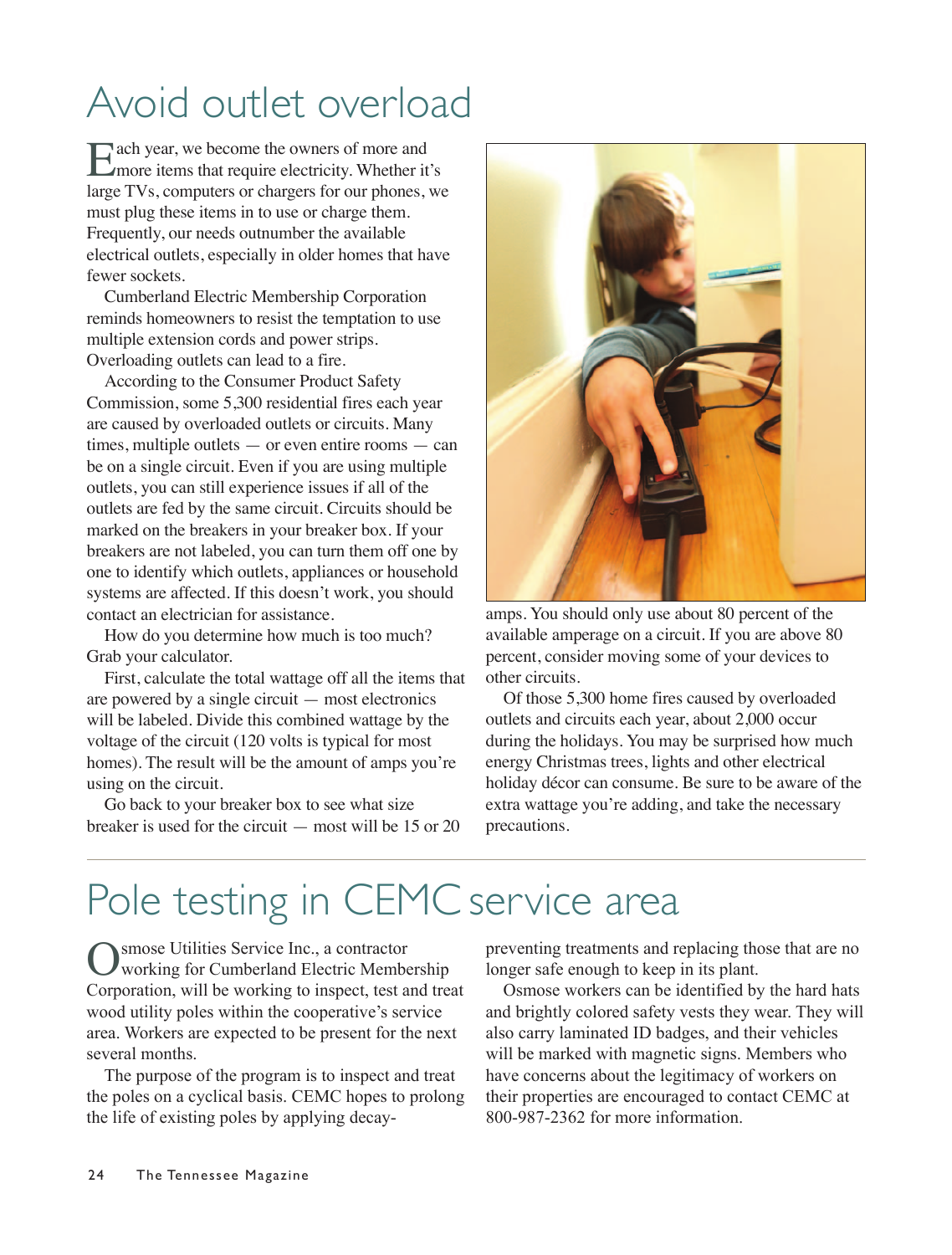# Avoid outlet overload

Each year, we become the owners of more and more items that require electricity. Whether it's large TVs, computers or chargers for our phones, we must plug these items in to use or charge them. Frequently, our needs outnumber the available electrical outlets, especially in older homes that have fewer sockets.

Cumberland Electric Membership Corporation reminds homeowners to resist the temptation to use multiple extension cords and power strips. Overloading outlets can lead to a fire.

According to the Consumer Product Safety Commission, some 5,300 residential fires each year are caused by overloaded outlets or circuits. Many times, multiple outlets — or even entire rooms — can be on a single circuit. Even if you are using multiple outlets, you can still experience issues if all of the outlets are fed by the same circuit. Circuits should be marked on the breakers in your breaker box. If your breakers are not labeled, you can turn them off one by one to identify which outlets, appliances or household systems are affected. If this doesn't work, you should contact an electrician for assistance.

How do you determine how much is too much? Grab your calculator.

First, calculate the total wattage off all the items that are powered by a single circuit — most electronics will be labeled. Divide this combined wattage by the voltage of the circuit (120 volts is typical for most homes). The result will be the amount of amps you're using on the circuit.

Go back to your breaker box to see what size breaker is used for the circuit — most will be 15 or 20 amps. You should only use about 80 percent of the available amperage on a circuit. If you are above 80 percent, consider moving some of your devices to other circuits.

Of those 5,300 home fires caused by overloaded outlets and circuits each year, about 2,000 occur during the holidays. You may be surprised how much energy Christmas trees, lights and other electrical holiday décor can consume. Be sure to be aware of the extra wattage you're adding, and take the necessary precautions.

# Pole testing in CEMC service area

Osmose Utilities Service Inc., a contractor working for Cumberland Electric Membership Corporation, will be working to inspect, test and treat wood utility poles within the cooperative's service area. Workers are expected to be present for the next several months.

The purpose of the program is to inspect and treat the poles on a cyclical basis. CEMC hopes to prolong the life of existing poles by applying decay-preventing treatments and replacing those that are no longer safe enough to keep in its plant.

Osmose workers can be identified by the hard hats and brightly colored safety vests they wear. They will also carry laminated ID badges, and their vehicles will be marked with magnetic signs. Members who have concerns about the legitimacy of workers on their properties are encouraged to contact CEMC at 800-987-2362 for more information.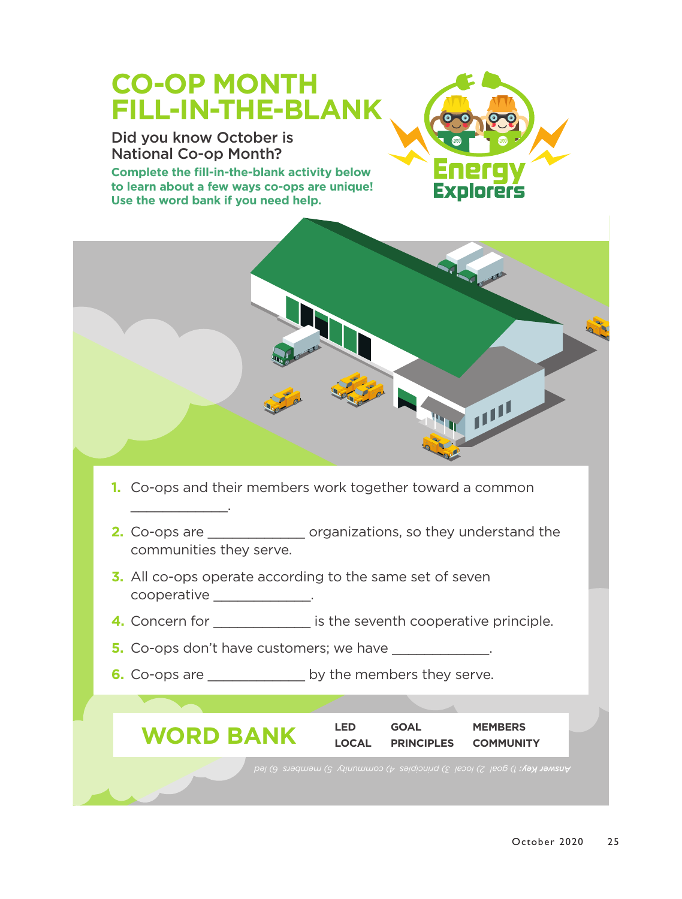# CO-OP MONTH FILL-IN-THE-BLANK

Did you know October is National Co-op Month?

**Complete the fill-in-the-blank activity below to learn about a few ways co-ops are unique! Use the word bank if you need help.**

Energy Explorers

1. Co-ops and their members work together toward a common _____________.
2. Co-ops are _____________ organizations, so they understand the communities they serve.
3. All co-ops operate according to the same set of seven cooperative _____________.
4. Concern for _____________ is the seventh cooperative principle.
5. Co-ops don't have customers; we have _____________.
6. Co-ops are _____________ by the members they serve.

## WORD BANK

| | | |
|---|---|---|
| LED | GOAL | MEMBERS |
| LOCAL | PRINCIPLES | COMMUNITY |

***Answer Key:*** *1) goal 2) local 3) principles 4) community 5) members 6) led*